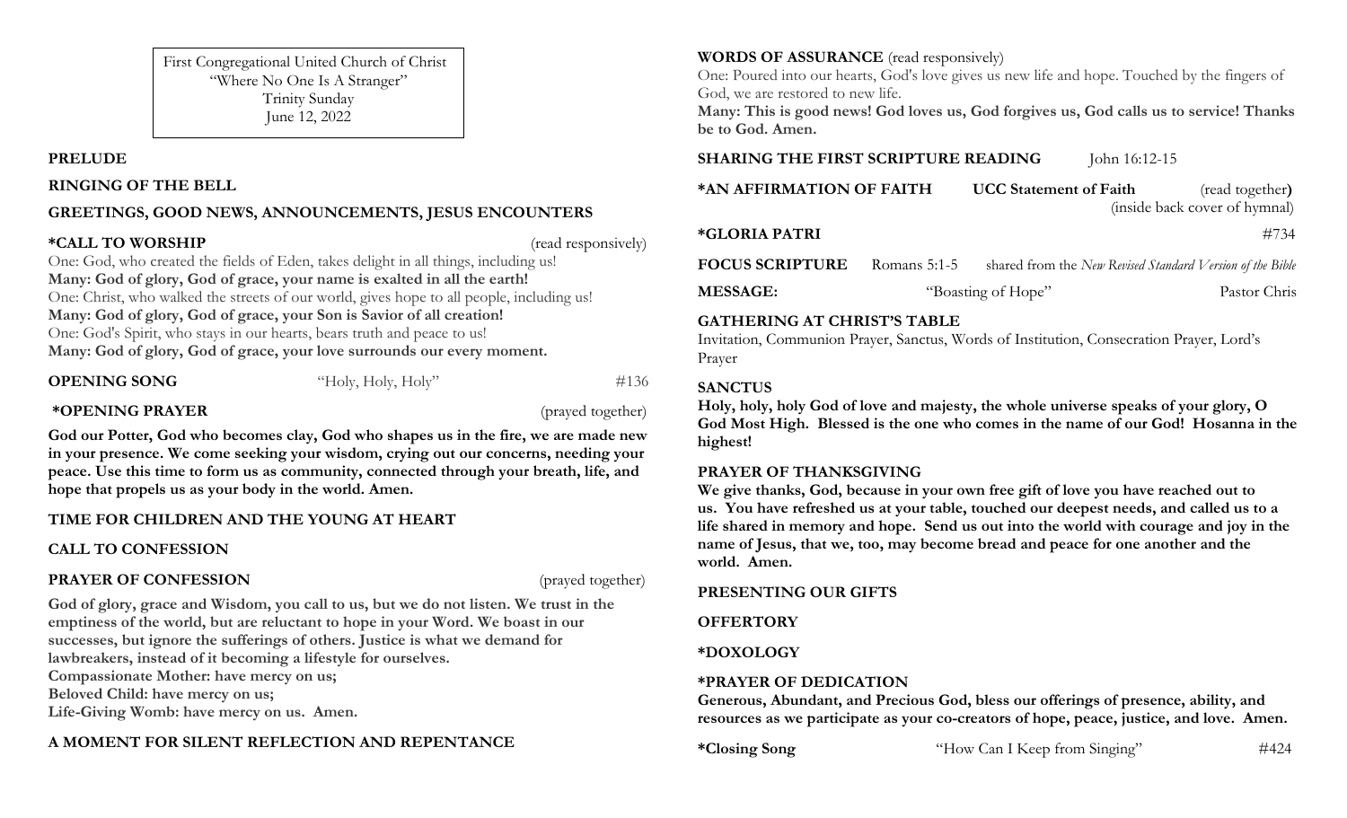First Congregational United Church of Christ
"Where No One Is A Stranger"
Trinity Sunday
June 12, 2022

**PRELUDE**

**RINGING OF THE BELL**

**GREETINGS, GOOD NEWS, ANNOUNCEMENTS, JESUS ENCOUNTERS**

**\*CALL TO WORSHIP** (read responsively)

One: God, who created the fields of Eden, takes delight in all things, including us!
**Many: God of glory, God of grace, your name is exalted in all the earth!**
One: Christ, who walked the streets of our world, gives hope to all people, including us!
**Many: God of glory, God of grace, your Son is Savior of all creation!**
One: God's Spirit, who stays in our hearts, bears truth and peace to us!
**Many: God of glory, God of grace, your love surrounds our every moment.**

**OPENING SONG** "Holy, Holy, Holy" #136

**\*OPENING PRAYER** (prayed together)

**God our Potter, God who becomes clay, God who shapes us in the fire, we are made new in your presence. We come seeking your wisdom, crying out our concerns, needing your peace. Use this time to form us as community, connected through your breath, life, and hope that propels us as your body in the world. Amen.**

**TIME FOR CHILDREN AND THE YOUNG AT HEART**

**CALL TO CONFESSION**

**PRAYER OF CONFESSION** (prayed together)

**God of glory, grace and Wisdom, you call to us, but we do not listen. We trust in the emptiness of the world, but are reluctant to hope in your Word. We boast in our successes, but ignore the sufferings of others. Justice is what we demand for lawbreakers, instead of it becoming a lifestyle for ourselves.**
**Compassionate Mother: have mercy on us;**
**Beloved Child: have mercy on us;**
**Life-Giving Womb: have mercy on us. Amen.**

**A MOMENT FOR SILENT REFLECTION AND REPENTANCE**

**WORDS OF ASSURANCE** (read responsively)

One: Poured into our hearts, God's love gives us new life and hope. Touched by the fingers of God, we are restored to new life.
**Many: This is good news! God loves us, God forgives us, God calls us to service! Thanks be to God. Amen.**

**SHARING THE FIRST SCRIPTURE READING** John 16:12-15

**\*AN AFFIRMATION OF FAITH** **UCC Statement of Faith** (read together**)**
(inside back cover of hymnal)

**\*GLORIA PATRI** #734

**FOCUS SCRIPTURE** Romans 5:1-5 shared from the *New Revised Standard Version of the Bible*

**MESSAGE:** "Boasting of Hope" Pastor Chris

**GATHERING AT CHRIST'S TABLE**

Invitation, Communion Prayer, Sanctus, Words of Institution, Consecration Prayer, Lord's Prayer

**SANCTUS**

**Holy, holy, holy God of love and majesty, the whole universe speaks of your glory, O God Most High. Blessed is the one who comes in the name of our God! Hosanna in the highest!**

**PRAYER OF THANKSGIVING**

**We give thanks, God, because in your own free gift of love you have reached out to us. You have refreshed us at your table, touched our deepest needs, and called us to a life shared in memory and hope. Send us out into the world with courage and joy in the name of Jesus, that we, too, may become bread and peace for one another and the world. Amen.**

**PRESENTING OUR GIFTS**

**OFFERTORY**

**\*DOXOLOGY**

**\*PRAYER OF DEDICATION**

**Generous, Abundant, and Precious God, bless our offerings of presence, ability, and resources as we participate as your co-creators of hope, peace, justice, and love. Amen.**

**\*Closing Song** "How Can I Keep from Singing" #424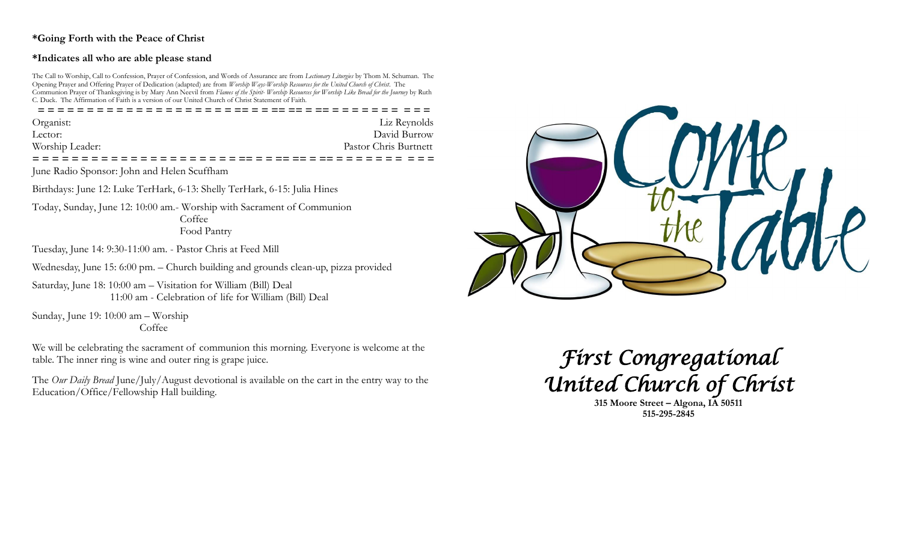**\*Going Forth with the Peace of Christ**

**\*Indicates all who are able please stand**

The Call to Worship, Call to Confession, Prayer of Confession, and Words of Assurance are from *Lectionary Liturgies* by Thom M. Schuman. The Opening Prayer and Offering Prayer of Dedication (adapted) are from *Worship Ways-Worship Resources for the United Church of Christ*. The Communion Prayer of Thanksgiving is by Mary Ann Neevil from *Flames of the Spirit- Worship Resources for Worship Like Bread for the Journey* by Ruth C. Duck. The Affirmation of Faith is a version of our United Church of Christ Statement of Faith.

= = = = = = = = = = = = = = = = = = = = = = = = = = = = = = = = = = = = = = = = =

| | |
|---|---|
| Organist: | Liz Reynolds |
| Lector: | David Burrow |
| Worship Leader: | Pastor Chris Burtnett |

= = = = = = = = = = = = = = = = = = = = = = = = = = = = = = = = = = = = = = = = =

June Radio Sponsor: John and Helen Scuffham

Birthdays: June 12: Luke TerHark, 6-13: Shelly TerHark, 6-15: Julia Hines

Today, Sunday, June 12: 10:00 am.- Worship with Sacrament of Communion
Coffee
Food Pantry

Tuesday, June 14: 9:30-11:00 am. - Pastor Chris at Feed Mill

Wednesday, June 15: 6:00 pm. – Church building and grounds clean-up, pizza provided

Saturday, June 18: 10:00 am – Visitation for William (Bill) Deal
11:00 am - Celebration of life for William (Bill) Deal

Sunday, June 19: 10:00 am – Worship
Coffee

We will be celebrating the sacrament of communion this morning. Everyone is welcome at the table. The inner ring is wine and outer ring is grape juice.

The *Our Daily Bread* June/July/August devotional is available on the cart in the entry way to the Education/Office/Fellowship Hall building.

Come to the Table

# *First Congregational United Church of Christ*

**315 Moore Street – Algona, IA 50511**
**515-295-2845**